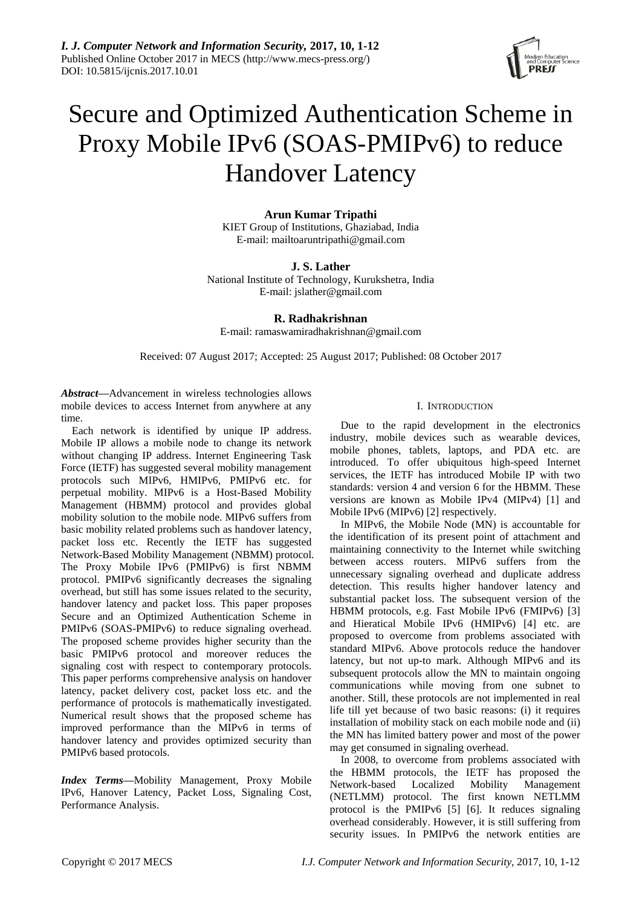# Secure and Optimized Authentication Scheme in Proxy Mobile IPv6 (SOAS-PMIPv6) to reduce Handover Latency

**Arun Kumar Tripathi**
KIET Group of Institutions, Ghaziabad, India
E-mail: mailtoaruntripathi@gmail.com

**J. S. Lather**
National Institute of Technology, Kurukshetra, India
E-mail: jslather@gmail.com

**R. Radhakrishnan**
E-mail: ramaswamiradhakrishnan@gmail.com

Received: 07 August 2017; Accepted: 25 August 2017; Published: 08 October 2017

***Abstract*****—**Advancement in wireless technologies allows mobile devices to access Internet from anywhere at any time.

Each network is identified by unique IP address. Mobile IP allows a mobile node to change its network without changing IP address. Internet Engineering Task Force (IETF) has suggested several mobility management protocols such MIPv6, HMIPv6, PMIPv6 etc. for perpetual mobility. MIPv6 is a Host-Based Mobility Management (HBMM) protocol and provides global mobility solution to the mobile node. MIPv6 suffers from basic mobility related problems such as handover latency, packet loss etc. Recently the IETF has suggested Network-Based Mobility Management (NBMM) protocol. The Proxy Mobile IPv6 (PMIPv6) is first NBMM protocol. PMIPv6 significantly decreases the signaling overhead, but still has some issues related to the security, handover latency and packet loss. This paper proposes Secure and an Optimized Authentication Scheme in PMIPv6 (SOAS-PMIPv6) to reduce signaling overhead. The proposed scheme provides higher security than the basic PMIPv6 protocol and moreover reduces the signaling cost with respect to contemporary protocols. This paper performs comprehensive analysis on handover latency, packet delivery cost, packet loss etc. and the performance of protocols is mathematically investigated. Numerical result shows that the proposed scheme has improved performance than the MIPv6 in terms of handover latency and provides optimized security than PMIPv6 based protocols.

***Index Terms*****—**Mobility Management, Proxy Mobile IPv6, Hanover Latency, Packet Loss, Signaling Cost, Performance Analysis.

## I. Introduction

Due to the rapid development in the electronics industry, mobile devices such as wearable devices, mobile phones, tablets, laptops, and PDA etc. are introduced. To offer ubiquitous high-speed Internet services, the IETF has introduced Mobile IP with two standards: version 4 and version 6 for the HBMM. These versions are known as Mobile IPv4 (MIPv4) [1] and Mobile IPv6 (MIPv6) [2] respectively.

In MIPv6, the Mobile Node (MN) is accountable for the identification of its present point of attachment and maintaining connectivity to the Internet while switching between access routers. MIPv6 suffers from the unnecessary signaling overhead and duplicate address detection. This results higher handover latency and substantial packet loss. The subsequent version of the HBMM protocols, e.g. Fast Mobile IPv6 (FMIPv6) [3] and Hieratical Mobile IPv6 (HMIPv6) [4] etc. are proposed to overcome from problems associated with standard MIPv6. Above protocols reduce the handover latency, but not up-to mark. Although MIPv6 and its subsequent protocols allow the MN to maintain ongoing communications while moving from one subnet to another. Still, these protocols are not implemented in real life till yet because of two basic reasons: (i) it requires installation of mobility stack on each mobile node and (ii) the MN has limited battery power and most of the power may get consumed in signaling overhead.

In 2008, to overcome from problems associated with the HBMM protocols, the IETF has proposed the Network-based Localized Mobility Management (NETLMM) protocol. The first known NETLMM protocol is the PMIPv6 [5] [6]. It reduces signaling overhead considerably. However, it is still suffering from security issues. In PMIPv6 the network entities are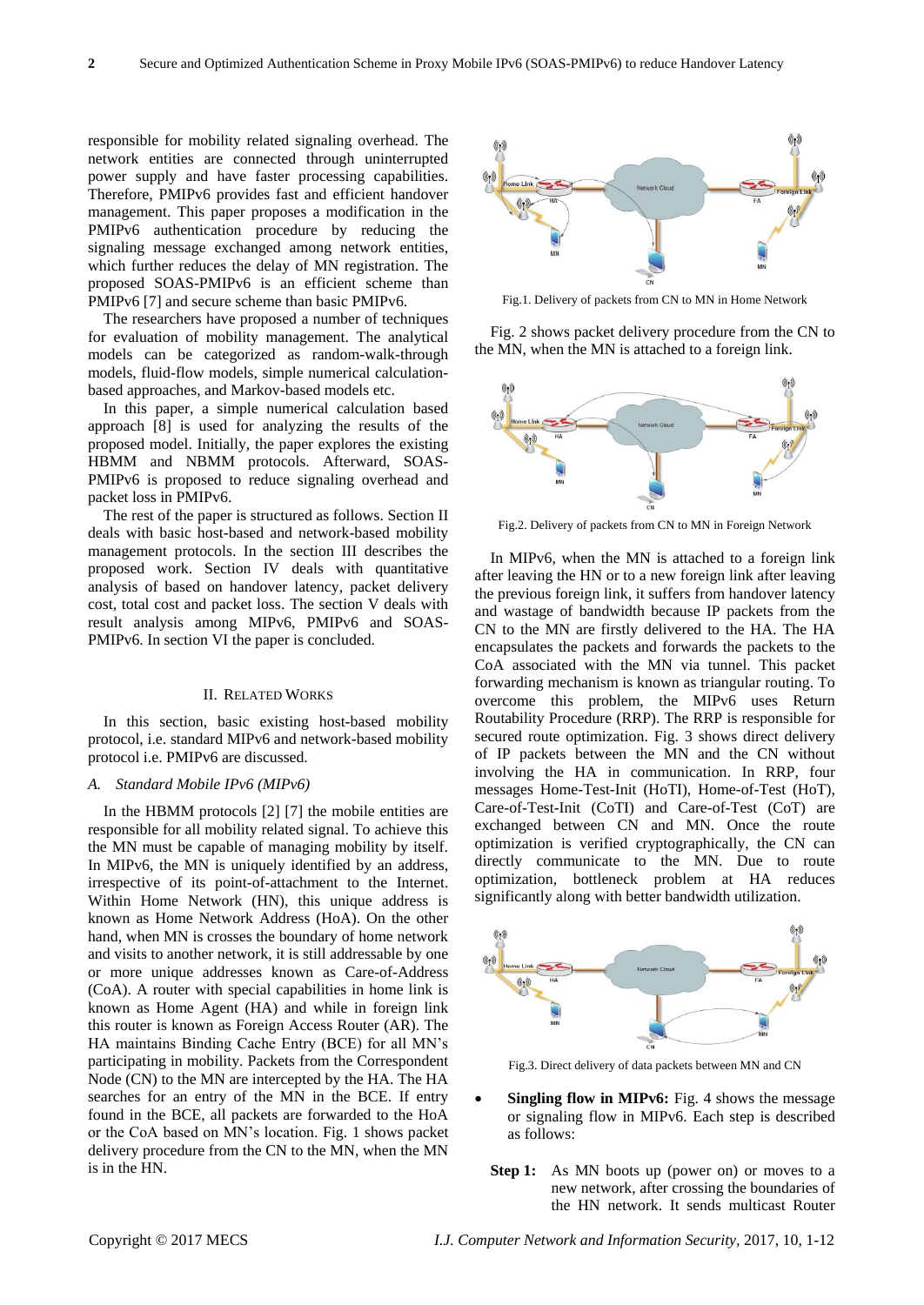responsible for mobility related signaling overhead. The network entities are connected through uninterrupted power supply and have faster processing capabilities. Therefore, PMIPv6 provides fast and efficient handover management. This paper proposes a modification in the PMIPv6 authentication procedure by reducing the signaling message exchanged among network entities, which further reduces the delay of MN registration. The proposed SOAS-PMIPv6 is an efficient scheme than PMIPv6 [7] and secure scheme than basic PMIPv6.

The researchers have proposed a number of techniques for evaluation of mobility management. The analytical models can be categorized as random-walk-through models, fluid-flow models, simple numerical calculation-based approaches, and Markov-based models etc.

In this paper, a simple numerical calculation based approach [8] is used for analyzing the results of the proposed model. Initially, the paper explores the existing HBMM and NBMM protocols. Afterward, SOAS-PMIPv6 is proposed to reduce signaling overhead and packet loss in PMIPv6.

The rest of the paper is structured as follows. Section II deals with basic host-based and network-based mobility management protocols. In the section III describes the proposed work. Section IV deals with quantitative analysis of based on handover latency, packet delivery cost, total cost and packet loss. The section V deals with result analysis among MIPv6, PMIPv6 and SOAS-PMIPv6. In section VI the paper is concluded.

## II. Related Works

In this section, basic existing host-based mobility protocol, i.e. standard MIPv6 and network-based mobility protocol i.e. PMIPv6 are discussed.

### *A. Standard Mobile IPv6 (MIPv6)*

In the HBMM protocols [2] [7] the mobile entities are responsible for all mobility related signal. To achieve this the MN must be capable of managing mobility by itself. In MIPv6, the MN is uniquely identified by an address, irrespective of its point-of-attachment to the Internet. Within Home Network (HN), this unique address is known as Home Network Address (HoA). On the other hand, when MN is crosses the boundary of home network and visits to another network, it is still addressable by one or more unique addresses known as Care-of-Address (CoA). A router with special capabilities in home link is known as Home Agent (HA) and while in foreign link this router is known as Foreign Access Router (AR). The HA maintains Binding Cache Entry (BCE) for all MN's participating in mobility. Packets from the Correspondent Node (CN) to the MN are intercepted by the HA. The HA searches for an entry of the MN in the BCE. If entry found in the BCE, all packets are forwarded to the HoA or the CoA based on MN's location. Fig. 1 shows packet delivery procedure from the CN to the MN, when the MN is in the HN.

Fig.1. Delivery of packets from CN to MN in Home Network

Fig. 2 shows packet delivery procedure from the CN to the MN, when the MN is attached to a foreign link.

Fig.2. Delivery of packets from CN to MN in Foreign Network

In MIPv6, when the MN is attached to a foreign link after leaving the HN or to a new foreign link after leaving the previous foreign link, it suffers from handover latency and wastage of bandwidth because IP packets from the CN to the MN are firstly delivered to the HA. The HA encapsulates the packets and forwards the packets to the CoA associated with the MN via tunnel. This packet forwarding mechanism is known as triangular routing. To overcome this problem, the MIPv6 uses Return Routability Procedure (RRP). The RRP is responsible for secured route optimization. Fig. 3 shows direct delivery of IP packets between the MN and the CN without involving the HA in communication. In RRP, four messages Home-Test-Init (HoTI), Home-of-Test (HoT), Care-of-Test-Init (CoTI) and Care-of-Test (CoT) are exchanged between CN and MN. Once the route optimization is verified cryptographically, the CN can directly communicate to the MN. Due to route optimization, bottleneck problem at HA reduces significantly along with better bandwidth utilization.

Fig.3. Direct delivery of data packets between MN and CN

- **Singling flow in MIPv6:** Fig. 4 shows the message or signaling flow in MIPv6. Each step is described as follows:

**Step 1:** As MN boots up (power on) or moves to a new network, after crossing the boundaries of the HN network. It sends multicast Router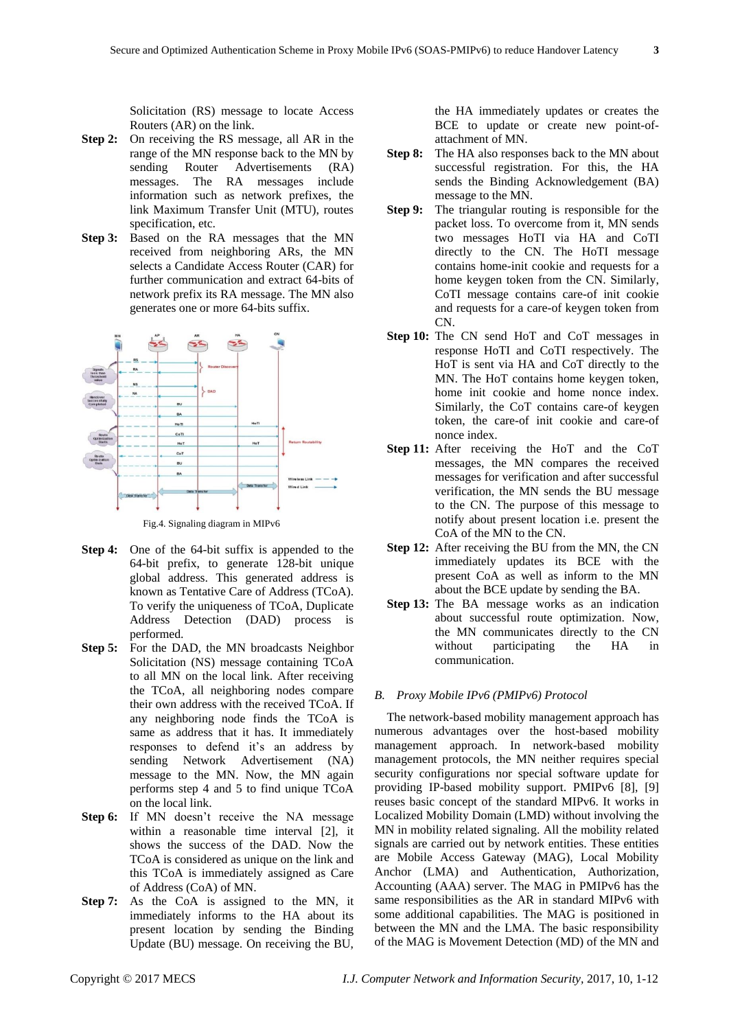Solicitation (RS) message to locate Access Routers (AR) on the link.

**Step 2:** On receiving the RS message, all AR in the range of the MN response back to the MN by sending Router Advertisements (RA) messages. The RA messages include information such as network prefixes, the link Maximum Transfer Unit (MTU), routes specification, etc.

**Step 3:** Based on the RA messages that the MN received from neighboring ARs, the MN selects a Candidate Access Router (CAR) for further communication and extract 64-bits of network prefix its RA message. The MN also generates one or more 64-bits suffix.

Fig.4. Signaling diagram in MIPv6

**Step 4:** One of the 64-bit suffix is appended to the 64-bit prefix, to generate 128-bit unique global address. This generated address is known as Tentative Care of Address (TCoA). To verify the uniqueness of TCoA, Duplicate Address Detection (DAD) process is performed.

**Step 5:** For the DAD, the MN broadcasts Neighbor Solicitation (NS) message containing TCoA to all MN on the local link. After receiving the TCoA, all neighboring nodes compare their own address with the received TCoA. If any neighboring node finds the TCoA is same as address that it has. It immediately responses to defend it's an address by sending Network Advertisement (NA) message to the MN. Now, the MN again performs step 4 and 5 to find unique TCoA on the local link.

**Step 6:** If MN doesn't receive the NA message within a reasonable time interval [2], it shows the success of the DAD. Now the TCoA is considered as unique on the link and this TCoA is immediately assigned as Care of Address (CoA) of MN.

**Step 7:** As the CoA is assigned to the MN, it immediately informs to the HA about its present location by sending the Binding Update (BU) message. On receiving the BU, the HA immediately updates or creates the BCE to update or create new point-of-attachment of MN.

**Step 8:** The HA also responses back to the MN about successful registration. For this, the HA sends the Binding Acknowledgement (BA) message to the MN.

**Step 9:** The triangular routing is responsible for the packet loss. To overcome from it, MN sends two messages HoTI via HA and CoTI directly to the CN. The HoTI message contains home-init cookie and requests for a home keygen token from the CN. Similarly, CoTI message contains care-of init cookie and requests for a care-of keygen token from CN.

**Step 10:** The CN send HoT and CoT messages in response HoTI and CoTI respectively. The HoT is sent via HA and CoT directly to the MN. The HoT contains home keygen token, home init cookie and home nonce index. Similarly, the CoT contains care-of keygen token, the care-of init cookie and care-of nonce index.

**Step 11:** After receiving the HoT and the CoT messages, the MN compares the received messages for verification and after successful verification, the MN sends the BU message to the CN. The purpose of this message to notify about present location i.e. present the CoA of the MN to the CN.

**Step 12:** After receiving the BU from the MN, the CN immediately updates its BCE with the present CoA as well as inform to the MN about the BCE update by sending the BA.

**Step 13:** The BA message works as an indication about successful route optimization. Now, the MN communicates directly to the CN without participating the HA in communication.

### *B. Proxy Mobile IPv6 (PMIPv6) Protocol*

The network-based mobility management approach has numerous advantages over the host-based mobility management approach. In network-based mobility management protocols, the MN neither requires special security configurations nor special software update for providing IP-based mobility support. PMIPv6 [8], [9] reuses basic concept of the standard MIPv6. It works in Localized Mobility Domain (LMD) without involving the MN in mobility related signaling. All the mobility related signals are carried out by network entities. These entities are Mobile Access Gateway (MAG), Local Mobility Anchor (LMA) and Authentication, Authorization, Accounting (AAA) server. The MAG in PMIPv6 has the same responsibilities as the AR in standard MIPv6 with some additional capabilities. The MAG is positioned in between the MN and the LMA. The basic responsibility of the MAG is Movement Detection (MD) of the MN and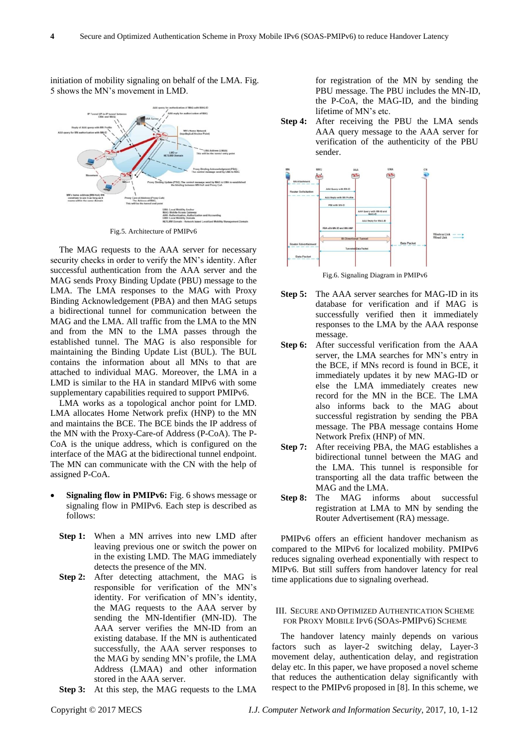initiation of mobility signaling on behalf of the LMA. Fig. 5 shows the MN's movement in LMD.

Fig.5. Architecture of PMIPv6

The MAG requests to the AAA server for necessary security checks in order to verify the MN's identity. After successful authentication from the AAA server and the MAG sends Proxy Binding Update (PBU) message to the LMA. The LMA responses to the MAG with Proxy Binding Acknowledgement (PBA) and then MAG setups a bidirectional tunnel for communication between the MAG and the LMA. All traffic from the LMA to the MN and from the MN to the LMA passes through the established tunnel. The MAG is also responsible for maintaining the Binding Update List (BUL). The BUL contains the information about all MNs to that are attached to individual MAG. Moreover, the LMA in a LMD is similar to the HA in standard MIPv6 with some supplementary capabilities required to support PMIPv6.

LMA works as a topological anchor point for LMD. LMA allocates Home Network prefix (HNP) to the MN and maintains the BCE. The BCE binds the IP address of the MN with the Proxy-Care-of Address (P-CoA). The P-CoA is the unique address, which is configured on the interface of the MAG at the bidirectional tunnel endpoint. The MN can communicate with the CN with the help of assigned P-CoA.

- **Signaling flow in PMIPv6:** Fig. 6 shows message or signaling flow in PMIPv6. Each step is described as follows:

**Step 1:** When a MN arrives into new LMD after leaving previous one or switch the power on in the existing LMD. The MAG immediately detects the presence of the MN.

**Step 2:** After detecting attachment, the MAG is responsible for verification of the MN's identity. For verification of MN's identity, the MAG requests to the AAA server by sending the MN-Identifier (MN-ID). The AAA server verifies the MN-ID from an existing database. If the MN is authenticated successfully, the AAA server responses to the MAG by sending MN's profile, the LMA Address (LMAA) and other information stored in the AAA server.

**Step 3:** At this step, the MAG requests to the LMA for registration of the MN by sending the PBU message. The PBU includes the MN-ID, the P-CoA, the MAG-ID, and the binding lifetime of MN's etc.

**Step 4:** After receiving the PBU the LMA sends AAA query message to the AAA server for verification of the authenticity of the PBU sender.

Fig.6. Signaling Diagram in PMIPv6

**Step 5:** The AAA server searches for MAG-ID in its database for verification and if MAG is successfully verified then it immediately responses to the LMA by the AAA response message.

**Step 6:** After successful verification from the AAA server, the LMA searches for MN's entry in the BCE, if MNs record is found in BCE, it immediately updates it by new MAG-ID or else the LMA immediately creates new record for the MN in the BCE. The LMA also informs back to the MAG about successful registration by sending the PBA message. The PBA message contains Home Network Prefix (HNP) of MN.

**Step 7:** After receiving PBA, the MAG establishes a bidirectional tunnel between the MAG and the LMA. This tunnel is responsible for transporting all the data traffic between the MAG and the LMA.

**Step 8:** The MAG informs about successful registration at LMA to MN by sending the Router Advertisement (RA) message.

PMIPv6 offers an efficient handover mechanism as compared to the MIPv6 for localized mobility. PMIPv6 reduces signaling overhead exponentially with respect to MIPv6. But still suffers from handover latency for real time applications due to signaling overhead.

## III. Secure and Optimized Authentication Scheme for Proxy Mobile IPv6 (SOAS-PMIPv6) Scheme

The handover latency mainly depends on various factors such as layer-2 switching delay, Layer-3 movement delay, authentication delay, and registration delay etc. In this paper, we have proposed a novel scheme that reduces the authentication delay significantly with respect to the PMIPv6 proposed in [8]. In this scheme, we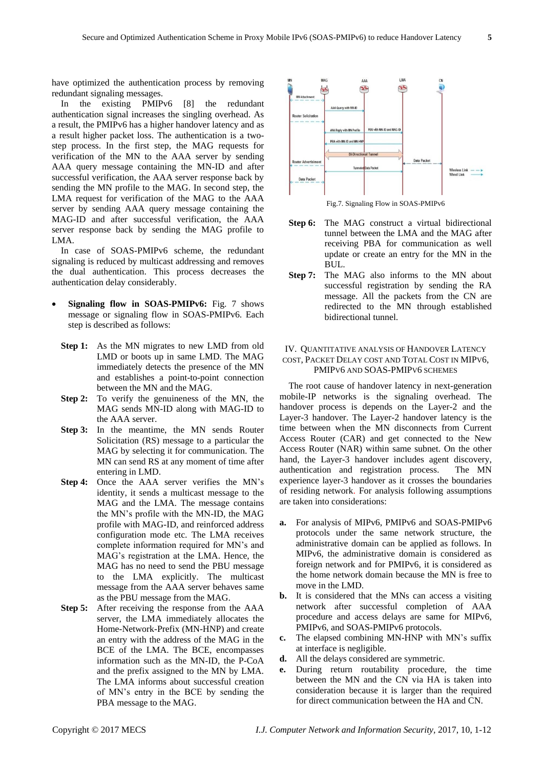have optimized the authentication process by removing redundant signaling messages.

In the existing PMIPv6 [8] the redundant authentication signal increases the singling overhead. As a result, the PMIPv6 has a higher handover latency and as a result higher packet loss. The authentication is a two-step process. In the first step, the MAG requests for verification of the MN to the AAA server by sending AAA query message containing the MN-ID and after successful verification, the AAA server response back by sending the MN profile to the MAG. In second step, the LMA request for verification of the MAG to the AAA server by sending AAA query message containing the MAG-ID and after successful verification, the AAA server response back by sending the MAG profile to LMA.

In case of SOAS-PMIPv6 scheme, the redundant signaling is reduced by multicast addressing and removes the dual authentication. This process decreases the authentication delay considerably.

- **Signaling flow in SOAS-PMIPv6:** Fig. 7 shows message or signaling flow in SOAS-PMIPv6. Each step is described as follows:

**Step 1:** As the MN migrates to new LMD from old LMD or boots up in same LMD. The MAG immediately detects the presence of the MN and establishes a point-to-point connection between the MN and the MAG.

**Step 2:** To verify the genuineness of the MN, the MAG sends MN-ID along with MAG-ID to the AAA server.

**Step 3:** In the meantime, the MN sends Router Solicitation (RS) message to a particular the MAG by selecting it for communication. The MN can send RS at any moment of time after entering in LMD.

**Step 4:** Once the AAA server verifies the MN's identity, it sends a multicast message to the MAG and the LMA. The message contains the MN's profile with the MN-ID, the MAG profile with MAG-ID, and reinforced address configuration mode etc. The LMA receives complete information required for MN's and MAG's registration at the LMA. Hence, the MAG has no need to send the PBU message to the LMA explicitly. The multicast message from the AAA server behaves same as the PBU message from the MAG.

**Step 5:** After receiving the response from the AAA server, the LMA immediately allocates the Home-Network-Prefix (MN-HNP) and create an entry with the address of the MAG in the BCE of the LMA. The BCE, encompasses information such as the MN-ID, the P-CoA and the prefix assigned to the MN by LMA. The LMA informs about successful creation of MN's entry in the BCE by sending the PBA message to the MAG.

Fig.7. Signaling Flow in SOAS-PMIPv6

**Step 6:** The MAG construct a virtual bidirectional tunnel between the LMA and the MAG after receiving PBA for communication as well update or create an entry for the MN in the BUL.

**Step 7:** The MAG also informs to the MN about successful registration by sending the RA message. All the packets from the CN are redirected to the MN through established bidirectional tunnel.

## IV. Quantitative Analysis of Handover Latency Cost, Packet Delay Cost and Total Cost in MIPv6, PMIPv6 and SOAS-PMIPv6 Schemes

The root cause of handover latency in next-generation mobile-IP networks is the signaling overhead. The handover process is depends on the Layer-2 and the Layer-3 handover. The Layer-2 handover latency is the time between when the MN disconnects from Current Access Router (CAR) and get connected to the New Access Router (NAR) within same subnet. On the other hand, the Layer-3 handover includes agent discovery, authentication and registration process. The MN experience layer-3 handover as it crosses the boundaries of residing network. For analysis following assumptions are taken into considerations:

**a.** For analysis of MIPv6, PMIPv6 and SOAS-PMIPv6 protocols under the same network structure, the administrative domain can be applied as follows. In MIPv6, the administrative domain is considered as foreign network and for PMIPv6, it is considered as the home network domain because the MN is free to move in the LMD.

**b.** It is considered that the MNs can access a visiting network after successful completion of AAA procedure and access delays are same for MIPv6, PMIPv6, and SOAS-PMIPv6 protocols.

**c.** The elapsed combining MN-HNP with MN's suffix at interface is negligible.

**d.** All the delays considered are symmetric.

**e.** During return routability procedure, the time between the MN and the CN via HA is taken into consideration because it is larger than the required for direct communication between the HA and CN.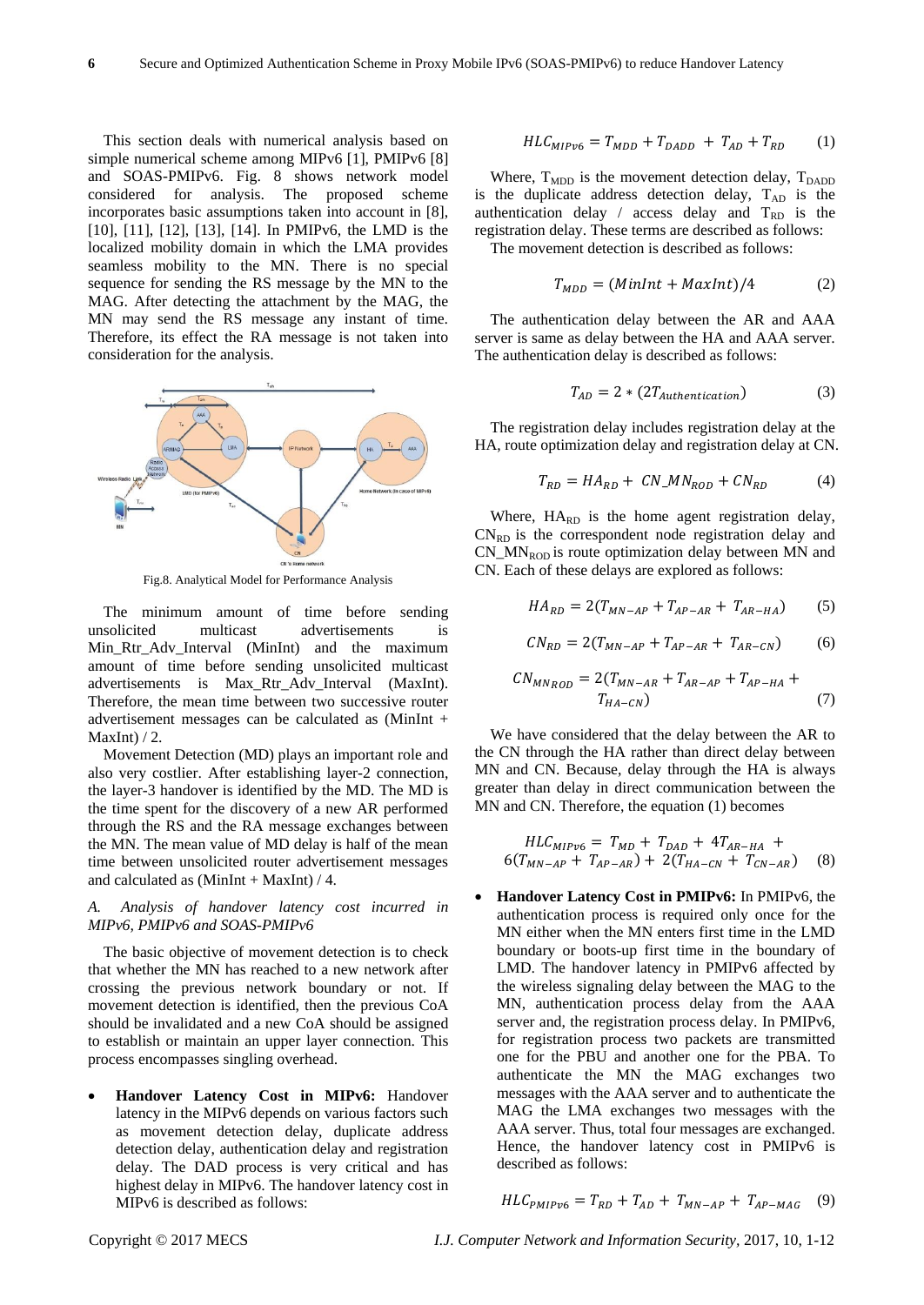This section deals with numerical analysis based on simple numerical scheme among MIPv6 [1], PMIPv6 [8] and SOAS-PMIPv6. Fig. 8 shows network model considered for analysis. The proposed scheme incorporates basic assumptions taken into account in [8], [10], [11], [12], [13], [14]. In PMIPv6, the LMD is the localized mobility domain in which the LMA provides seamless mobility to the MN. There is no special sequence for sending the RS message by the MN to the MAG. After detecting the attachment by the MAG, the MN may send the RS message any instant of time. Therefore, its effect the RA message is not taken into consideration for the analysis.

Fig.8. Analytical Model for Performance Analysis

The minimum amount of time before sending unsolicited multicast advertisements is Min_Rtr_Adv_Interval (MinInt) and the maximum amount of time before sending unsolicited multicast advertisements is Max_Rtr_Adv_Interval (MaxInt). Therefore, the mean time between two successive router advertisement messages can be calculated as (MinInt + MaxInt) / 2.

Movement Detection (MD) plays an important role and also very costlier. After establishing layer-2 connection, the layer-3 handover is identified by the MD. The MD is the time spent for the discovery of a new AR performed through the RS and the RA message exchanges between the MN. The mean value of MD delay is half of the mean time between unsolicited router advertisement messages and calculated as (MinInt + MaxInt) / 4.

### *A. Analysis of handover latency cost incurred in MIPv6, PMIPv6 and SOAS-PMIPv6*

The basic objective of movement detection is to check that whether the MN has reached to a new network after crossing the previous network boundary or not. If movement detection is identified, then the previous CoA should be invalidated and a new CoA should be assigned to establish or maintain an upper layer connection. This process encompasses singling overhead.

- **Handover Latency Cost in MIPv6:** Handover latency in the MIPv6 depends on various factors such as movement detection delay, duplicate address detection delay, authentication delay and registration delay. The DAD process is very critical and has highest delay in MIPv6. The handover latency cost in MIPv6 is described as follows:

$$HLC_{MIPv6} = T_{MDD} + T_{DADD} + T_{AD} + T_{RD} \quad (1)$$

Where, $T_{MDD}$ is the movement detection delay, $T_{DADD}$ is the duplicate address detection delay, $T_{AD}$ is the authentication delay / access delay and $T_{RD}$ is the registration delay. These terms are described as follows:

The movement detection is described as follows:

$$T_{MDD} = (MinInt + MaxInt)/4 \quad (2)$$

The authentication delay between the AR and AAA server is same as delay between the HA and AAA server. The authentication delay is described as follows:

$$T_{AD} = 2 * (2T_{Authentication}) \quad (3)$$

The registration delay includes registration delay at the HA, route optimization delay and registration delay at CN.

$$T_{RD} = HA_{RD} + CN\_MN_{ROD} + CN_{RD} \quad (4)$$

Where, $HA_{RD}$ is the home agent registration delay, $CN_{RD}$ is the correspondent node registration delay and $CN\_MN_{ROD}$ is route optimization delay between MN and CN. Each of these delays are explored as follows:

$$HA_{RD} = 2(T_{MN-AP} + T_{AP-AR} + T_{AR-HA}) \quad (5)$$

$$CN_{RD} = 2(T_{MN-AP} + T_{AP-AR} + T_{AR-CN}) \quad (6)$$

$$CN_{MN_{ROD}} = 2(T_{MN-AR} + T_{AR-AP} + T_{AP-HA} + T_{HA-CN}) \quad (7)$$

We have considered that the delay between the AR to the CN through the HA rather than direct delay between MN and CN. Because, delay through the HA is always greater than delay in direct communication between the MN and CN. Therefore, the equation (1) becomes

$$HLC_{MIPv6} = T_{MD} + T_{DAD} + 4T_{AR-HA} + 6(T_{MN-AP} + T_{AP-AR}) + 2(T_{HA-CN} + T_{CN-AR}) \quad (8)$$

- **Handover Latency Cost in PMIPv6:** In PMIPv6, the authentication process is required only once for the MN either when the MN enters first time in the LMD boundary or boots-up first time in the boundary of LMD. The handover latency in PMIPv6 affected by the wireless signaling delay between the MAG to the MN, authentication process delay from the AAA server and, the registration process delay. In PMIPv6, for registration process two packets are transmitted one for the PBU and another one for the PBA. To authenticate the MN the MAG exchanges two messages with the AAA server and to authenticate the MAG the LMA exchanges two messages with the AAA server. Thus, total four messages are exchanged. Hence, the handover latency cost in PMIPv6 is described as follows:

$$HLC_{PMIPv6} = T_{RD} + T_{AD} + T_{MN-AP} + T_{AP-MAG} \quad (9)$$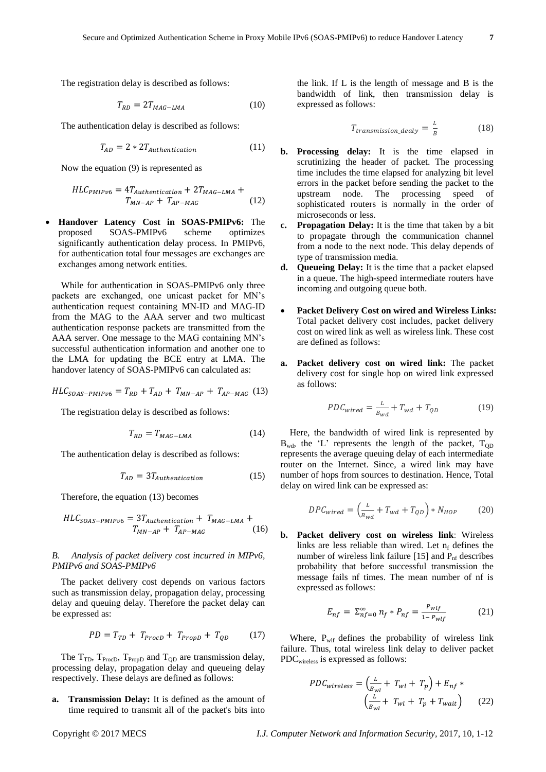The registration delay is described as follows:

$$T_{RD} = 2T_{MAG-LMA} \tag{10}$$

The authentication delay is described as follows:

$$T_{AD} = 2 * 2T_{Authentication} \tag{11}$$

Now the equation (9) is represented as

$$HLC_{PMIPv6} = 4T_{Authentication} + 2T_{MAG-LMA} + T_{MN-AP} + T_{AP-MAG} \tag{12}$$

- **Handover Latency Cost in SOAS-PMIPv6:** The proposed SOAS-PMIPv6 scheme optimizes significantly authentication delay process. In PMIPv6, for authentication total four messages are exchanges are exchanges among network entities.

While for authentication in SOAS-PMIPv6 only three packets are exchanged, one unicast packet for MN's authentication request containing MN-ID and MAG-ID from the MAG to the AAA server and two multicast authentication response packets are transmitted from the AAA server. One message to the MAG containing MN's successful authentication information and another one to the LMA for updating the BCE entry at LMA. The handover latency of SOAS-PMIPv6 can calculated as:

$$HLC_{SOAS-PMIPv6} = T_{RD} + T_{AD} + T_{MN-AP} + T_{AP-MAG} \tag{13}$$

The registration delay is described as follows:

$$T_{RD} = T_{MAG-LMA} \tag{14}$$

The authentication delay is described as follows:

$$T_{AD} = 3T_{Authentication} \tag{15}$$

Therefore, the equation (13) becomes

$$HLC_{SOAS-PMIPv6} = 3T_{Authentication} + T_{MAG-LMA} + T_{MN-AP} + T_{AP-MAG} \tag{16}$$

*B. Analysis of packet delivery cost incurred in MIPv6, PMIPv6 and SOAS-PMIPv6*

The packet delivery cost depends on various factors such as transmission delay, propagation delay, processing delay and queuing delay. Therefore the packet delay can be expressed as:

$$PD = T_{TD} + T_{ProcD} + T_{PropD} + T_{QD} \tag{17}$$

The $T_{TD}$, $T_{ProcD}$, $T_{PropD}$ and $T_{QD}$ are transmission delay, processing delay, propagation delay and queueing delay respectively. These delays are defined as follows:

**a. Transmission Delay:** It is defined as the amount of time required to transmit all of the packet's bits into the link. If L is the length of message and B is the bandwidth of link, then transmission delay is expressed as follows:

$$T_{transmission\_dealy} = \frac{L}{B} \tag{18}$$

**b. Processing delay:** It is the time elapsed in scrutinizing the header of packet. The processing time includes the time elapsed for analyzing bit level errors in the packet before sending the packet to the upstream node. The processing speed of sophisticated routers is normally in the order of microseconds or less.

**c. Propagation Delay:** It is the time that taken by a bit to propagate through the communication channel from a node to the next node. This delay depends of type of transmission media.

**d. Queueing Delay:** It is the time that a packet elapsed in a queue. The high-speed intermediate routers have incoming and outgoing queue both.

- **Packet Delivery Cost on wired and Wireless Links:** Total packet delivery cost includes, packet delivery cost on wired link as well as wireless link. These cost are defined as follows:

**a. Packet delivery cost on wired link:** The packet delivery cost for single hop on wired link expressed as follows:

$$PDC_{wired} = \frac{L}{B_{wd}} + T_{wd} + T_{QD} \tag{19}$$

Here, the bandwidth of wired link is represented by $B_{wd}$, the 'L' represents the length of the packet, $T_{QD}$ represents the average queuing delay of each intermediate router on the Internet. Since, a wired link may have number of hops from sources to destination. Hence, Total delay on wired link can be expressed as:

$$DPC_{wired} = \left(\frac{L}{B_{wd}} + T_{wd} + T_{QD}\right) * N_{HOP} \tag{20}$$

**b. Packet delivery cost on wireless link**: Wireless links are less reliable than wired. Let $n_f$ defines the number of wireless link failure [15] and $P_{nf}$ describes probability that before successful transmission the message fails nf times. The mean number of nf is expressed as follows:

$$E_{nf} = \Sigma_{nf=0}^{\infty} n_f * P_{nf} = \frac{P_{wlf}}{1 - P_{wlf}} \tag{21}$$

Where, $P_{wlf}$ defines the probability of wireless link failure. Thus, total wireless link delay to deliver packet $PDC_{wireless}$ is expressed as follows:

$$PDC_{wireless} = \left(\frac{L}{B_{wl}} + T_{wl} + T_p\right) + E_{nf} * \left(\frac{L}{B_{wl}} + T_{wl} + T_p + T_{wait}\right) \tag{22}$$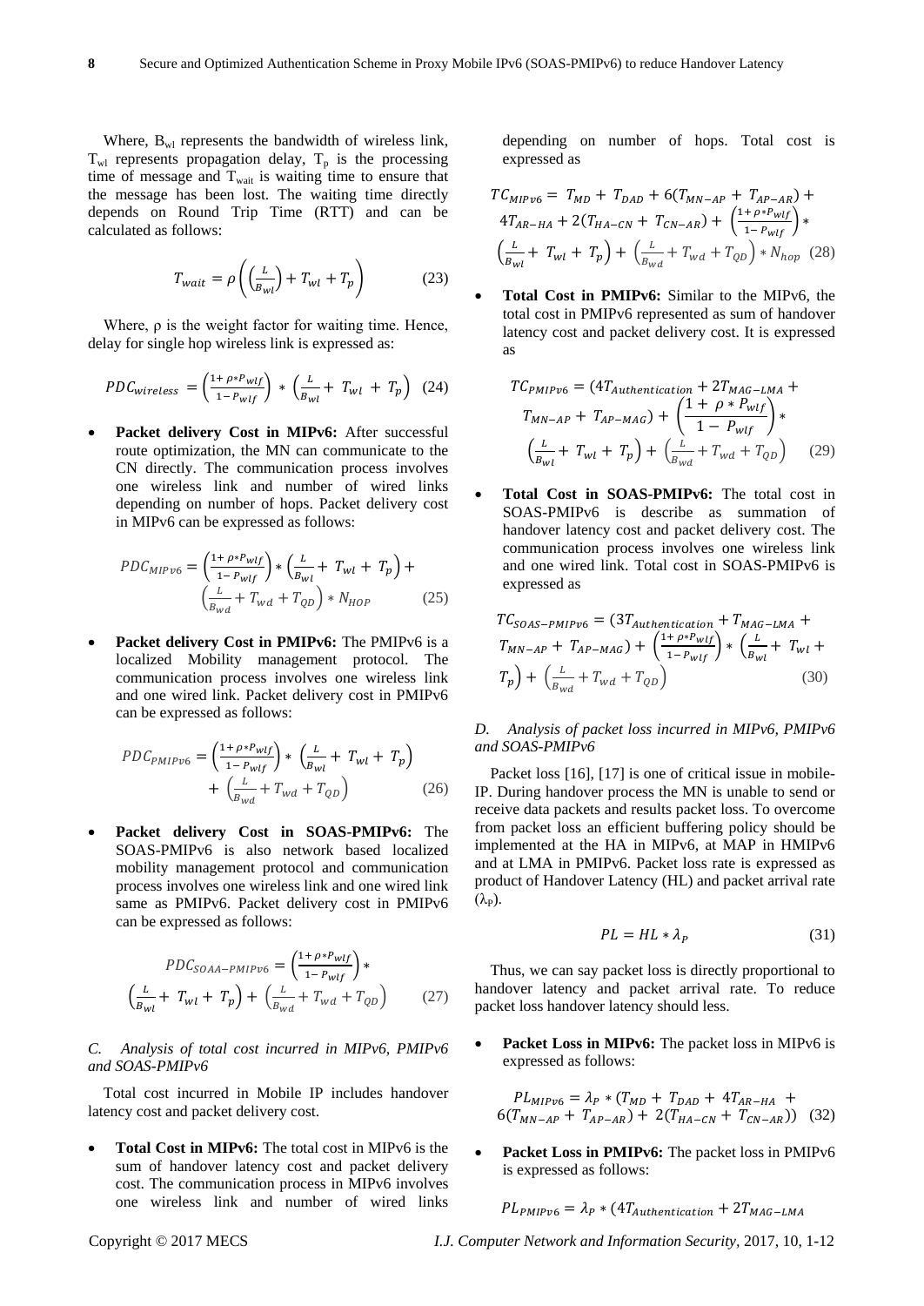Where, $B_{wl}$ represents the bandwidth of wireless link, $T_{wl}$ represents propagation delay, $T_p$ is the processing time of message and $T_{wait}$ is waiting time to ensure that the message has been lost. The waiting time directly depends on Round Trip Time (RTT) and can be calculated as follows:

$$T_{wait} = \rho\left(\left(\frac{L}{B_{wl}}\right) + T_{wl} + T_p\right) \tag{23}$$

Where, ρ is the weight factor for waiting time. Hence, delay for single hop wireless link is expressed as:

$$PDC_{wireless} = \left(\frac{1+\rho * P_{wlf}}{1-P_{wlf}}\right) * \left(\frac{L}{B_{wl}} + T_{wl} + T_p\right) \tag{24}$$

- **Packet delivery Cost in MIPv6:** After successful route optimization, the MN can communicate to the CN directly. The communication process involves one wireless link and number of wired links depending on number of hops. Packet delivery cost in MIPv6 can be expressed as follows:

$$PDC_{MIPv6} = \left(\frac{1+\rho * P_{wlf}}{1-P_{wlf}}\right) * \left(\frac{L}{B_{wl}} + T_{wl} + T_p\right) + \left(\frac{L}{B_{wd}} + T_{wd} + T_{QD}\right) * N_{HOP} \tag{25}$$

- **Packet delivery Cost in PMIPv6:** The PMIPv6 is a localized Mobility management protocol. The communication process involves one wireless link and one wired link. Packet delivery cost in PMIPv6 can be expressed as follows:

$$PDC_{PMIPv6} = \left(\frac{1+\rho * P_{wlf}}{1-P_{wlf}}\right) * \left(\frac{L}{B_{wl}} + T_{wl} + T_p\right) + \left(\frac{L}{B_{wd}} + T_{wd} + T_{QD}\right) \tag{26}$$

- **Packet delivery Cost in SOAS-PMIPv6:** The SOAS-PMIPv6 is also network based localized mobility management protocol and communication process involves one wireless link and one wired link same as PMIPv6. Packet delivery cost in PMIPv6 can be expressed as follows:

$$PDC_{SOAA-PMIPv6} = \left(\frac{1+\rho * P_{wlf}}{1-P_{wlf}}\right) * \left(\frac{L}{B_{wl}} + T_{wl} + T_p\right) + \left(\frac{L}{B_{wd}} + T_{wd} + T_{QD}\right) \tag{27}$$

### *C. Analysis of total cost incurred in MIPv6, PMIPv6 and SOAS-PMIPv6*

Total cost incurred in Mobile IP includes handover latency cost and packet delivery cost.

- **Total Cost in MIPv6:** The total cost in MIPv6 is the sum of handover latency cost and packet delivery cost. The communication process in MIPv6 involves one wireless link and number of wired links depending on number of hops. Total cost is expressed as

$$TC_{MIPv6} = T_{MD} + T_{DAD} + 6(T_{MN-AP} + T_{AP-AR}) + 4T_{AR-HA} + 2(T_{HA-CN} + T_{CN-AR}) + \left(\frac{1+\rho * P_{wlf}}{1-P_{wlf}}\right) * \left(\frac{L}{B_{wl}} + T_{wl} + T_p\right) + \left(\frac{L}{B_{wd}} + T_{wd} + T_{QD}\right) * N_{hop} \tag{28}$$

- **Total Cost in PMIPv6:** Similar to the MIPv6, the total cost in PMIPv6 represented as sum of handover latency cost and packet delivery cost. It is expressed as

$$TC_{PMIPv6} = (4T_{Authentication} + 2T_{MAG-LMA} + T_{MN-AP} + T_{AP-MAG}) + \left(\frac{1+\rho * P_{wlf}}{1-P_{wlf}}\right) * \left(\frac{L}{B_{wl}} + T_{wl} + T_p\right) + \left(\frac{L}{B_{wd}} + T_{wd} + T_{QD}\right) \tag{29}$$

- **Total Cost in SOAS-PMIPv6:** The total cost in SOAS-PMIPv6 is describe as summation of handover latency cost and packet delivery cost. The communication process involves one wireless link and one wired link. Total cost in SOAS-PMIPv6 is expressed as

$$TC_{SOAS-PMIPv6} = (3T_{Authentication} + T_{MAG-LMA} + T_{MN-AP} + T_{AP-MAG}) + \left(\frac{1+\rho * P_{wlf}}{1-P_{wlf}}\right) * \left(\frac{L}{B_{wl}} + T_{wl} + T_p\right) + \left(\frac{L}{B_{wd}} + T_{wd} + T_{QD}\right) \tag{30}$$

### *D. Analysis of packet loss incurred in MIPv6, PMIPv6 and SOAS-PMIPv6*

Packet loss [16], [17] is one of critical issue in mobile-IP. During handover process the MN is unable to send or receive data packets and results packet loss. To overcome from packet loss an efficient buffering policy should be implemented at the HA in MIPv6, at MAP in HMIPv6 and at LMA in PMIPv6. Packet loss rate is expressed as product of Handover Latency (HL) and packet arrival rate ($\lambda_P$).

$$PL = HL * \lambda_P \tag{31}$$

Thus, we can say packet loss is directly proportional to handover latency and packet arrival rate. To reduce packet loss handover latency should less.

- **Packet Loss in MIPv6:** The packet loss in MIPv6 is expressed as follows:

$$PL_{MIPv6} = \lambda_P * (T_{MD} + T_{DAD} + 4T_{AR-HA} + 6(T_{MN-AP} + T_{AP-AR}) + 2(T_{HA-CN} + T_{CN-AR})) \tag{32}$$

- **Packet Loss in PMIPv6:** The packet loss in PMIPv6 is expressed as follows:

$$PL_{PMIPv6} = \lambda_P * (4T_{Authentication} + 2T_{MAG-LMA}$$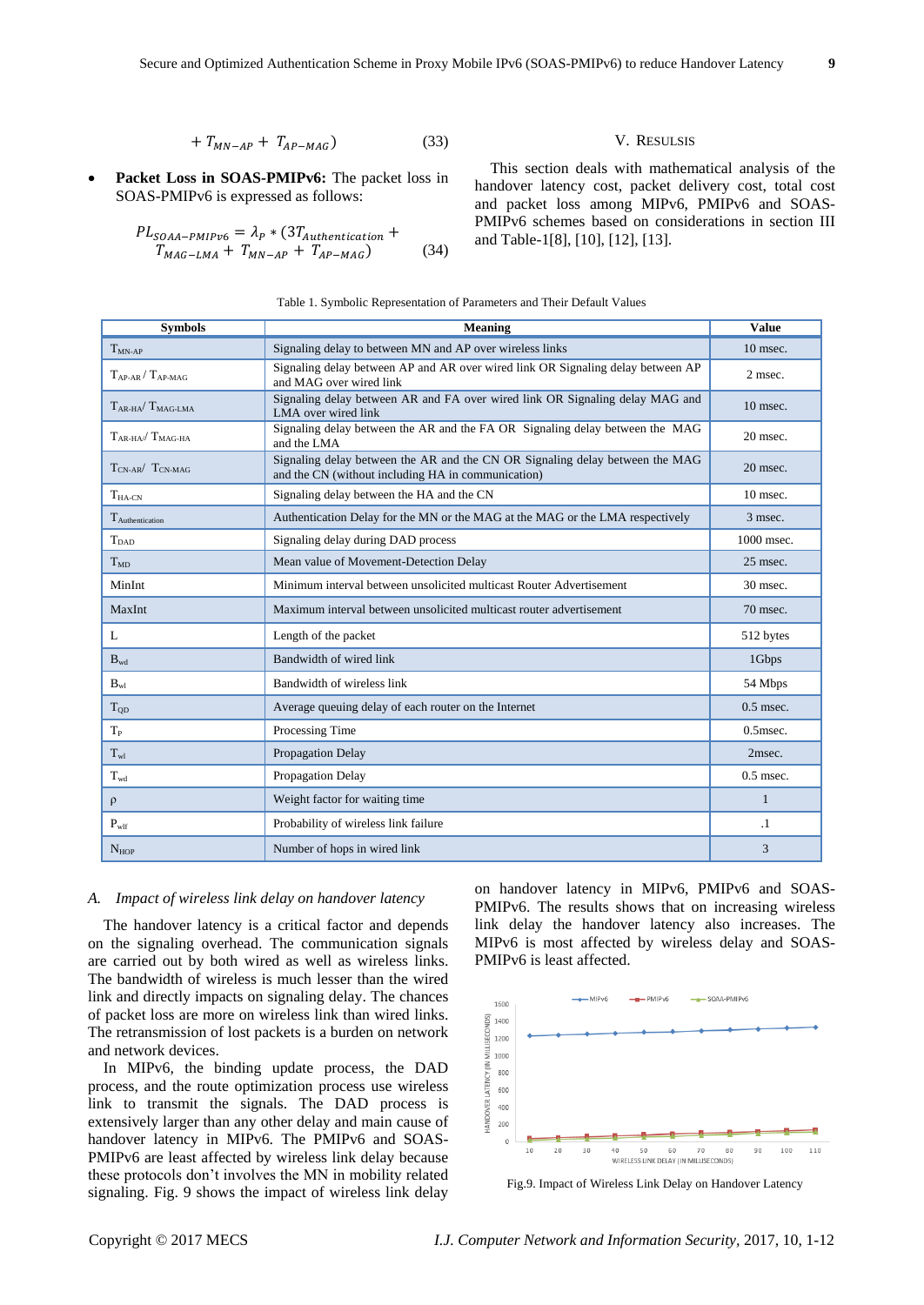$$+ T_{MN-AP} + T_{AP-MAG}) \quad (33)$$

- **Packet Loss in SOAS-PMIPv6:** The packet loss in SOAS-PMIPv6 is expressed as follows:

$$PL_{SOAA-PMIPv6} = \lambda_P * (3T_{Authentication} + T_{MAG-LMA} + T_{MN-AP} + T_{AP-MAG}) \quad (34)$$

## V. RESULSIS

This section deals with mathematical analysis of the handover latency cost, packet delivery cost, total cost and packet loss among MIPv6, PMIPv6 and SOAS-PMIPv6 schemes based on considerations in section III and Table-1[8], [10], [12], [13].

Table 1. Symbolic Representation of Parameters and Their Default Values

| Symbols | Meaning | Value |
|---|---|---|
| $T_{MN-AP}$ | Signaling delay to between MN and AP over wireless links | 10 msec. |
| $T_{AP-AR}$ / $T_{AP-MAG}$ | Signaling delay between AP and AR over wired link OR Signaling delay between AP and MAG over wired link | 2 msec. |
| $T_{AR-HA}$/ $T_{MAG-LMA}$ | Signaling delay between AR and FA over wired link OR Signaling delay MAG and LMA over wired link | 10 msec. |
| $T_{AR-HA}$// $T_{MAG-HA}$ | Signaling delay between the AR and the FA OR Signaling delay between the MAG and the LMA | 20 msec. |
| $T_{CN-AR}$/ $T_{CN-MAG}$ | Signaling delay between the AR and the CN OR Signaling delay between the MAG and the CN (without including HA in communication) | 20 msec. |
| $T_{HA-CN}$ | Signaling delay between the HA and the CN | 10 msec. |
| $T_{Authentication}$ | Authentication Delay for the MN or the MAG at the MAG or the LMA respectively | 3 msec. |
| $T_{DAD}$ | Signaling delay during DAD process | 1000 msec. |
| $T_{MD}$ | Mean value of Movement-Detection Delay | 25 msec. |
| MinInt | Minimum interval between unsolicited multicast Router Advertisement | 30 msec. |
| MaxInt | Maximum interval between unsolicited multicast router advertisement | 70 msec. |
| L | Length of the packet | 512 bytes |
| $B_{wd}$ | Bandwidth of wired link | 1Gbps |
| $B_{wl}$ | Bandwidth of wireless link | 54 Mbps |
| $T_{QD}$ | Average queuing delay of each router on the Internet | 0.5 msec. |
| $T_P$ | Processing Time | 0.5msec. |
| $T_{wl}$ | Propagation Delay | 2msec. |
| $T_{wd}$ | Propagation Delay | 0.5 msec. |
| ρ | Weight factor for waiting time | 1 |
| $P_{wlf}$ | Probability of wireless link failure | .1 |
| $N_{HOP}$ | Number of hops in wired link | 3 |

### A. *Impact of wireless link delay on handover latency*

The handover latency is a critical factor and depends on the signaling overhead. The communication signals are carried out by both wired as well as wireless links. The bandwidth of wireless is much lesser than the wired link and directly impacts on signaling delay. The chances of packet loss are more on wireless link than wired links. The retransmission of lost packets is a burden on network and network devices.

In MIPv6, the binding update process, the DAD process, and the route optimization process use wireless link to transmit the signals. The DAD process is extensively larger than any other delay and main cause of handover latency in MIPv6. The PMIPv6 and SOAS-PMIPv6 are least affected by wireless link delay because these protocols don't involves the MN in mobility related signaling. Fig. 9 shows the impact of wireless link delay on handover latency in MIPv6, PMIPv6 and SOAS-PMIPv6. The results shows that on increasing wireless link delay the handover latency also increases. The MIPv6 is most affected by wireless delay and SOAS-PMIPv6 is least affected.

Fig.9. Impact of Wireless Link Delay on Handover Latency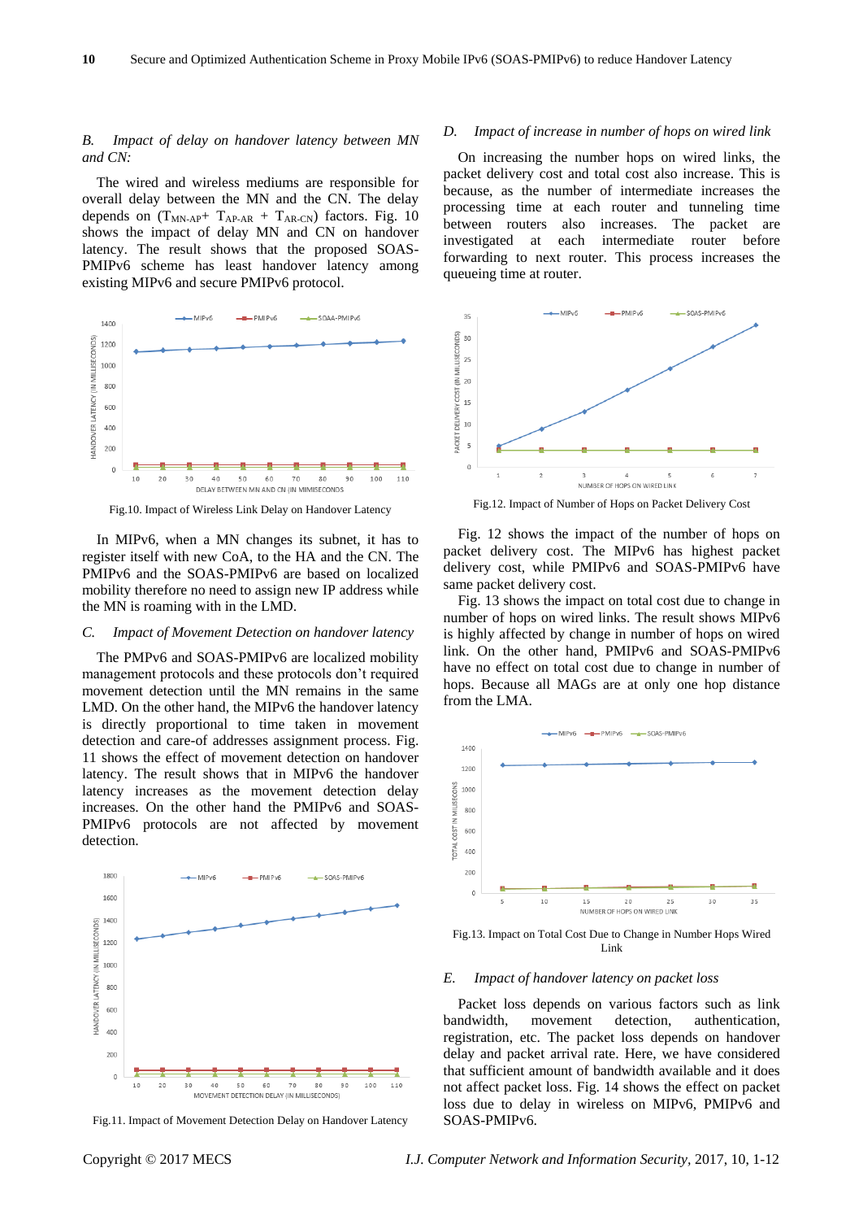### B. *Impact of delay on handover latency between MN and CN:*

The wired and wireless mediums are responsible for overall delay between the MN and the CN. The delay depends on ($T_{MN\text{-}AP}$+ $T_{AP\text{-}AR}$ + $T_{AR\text{-}CN}$) factors. Fig. 10 shows the impact of delay MN and CN on handover latency. The result shows that the proposed SOAS-PMIPv6 scheme has least handover latency among existing MIPv6 and secure PMIPv6 protocol.

Fig.10. Impact of Wireless Link Delay on Handover Latency

In MIPv6, when a MN changes its subnet, it has to register itself with new CoA, to the HA and the CN. The PMIPv6 and the SOAS-PMIPv6 are based on localized mobility therefore no need to assign new IP address while the MN is roaming with in the LMD.

### C. *Impact of Movement Detection on handover latency*

The PMPv6 and SOAS-PMIPv6 are localized mobility management protocols and these protocols don't required movement detection until the MN remains in the same LMD. On the other hand, the MIPv6 the handover latency is directly proportional to time taken in movement detection and care-of addresses assignment process. Fig. 11 shows the effect of movement detection on handover latency. The result shows that in MIPv6 the handover latency increases as the movement detection delay increases. On the other hand the PMIPv6 and SOAS-PMIPv6 protocols are not affected by movement detection.

Fig.11. Impact of Movement Detection Delay on Handover Latency

### D. *Impact of increase in number of hops on wired link*

On increasing the number hops on wired links, the packet delivery cost and total cost also increase. This is because, as the number of intermediate increases the processing time at each router and tunneling time between routers also increases. The packet are investigated at each intermediate router before forwarding to next router. This process increases the queueing time at router.

Fig.12. Impact of Number of Hops on Packet Delivery Cost

Fig. 12 shows the impact of the number of hops on packet delivery cost. The MIPv6 has highest packet delivery cost, while PMIPv6 and SOAS-PMIPv6 have same packet delivery cost.

Fig. 13 shows the impact on total cost due to change in number of hops on wired links. The result shows MIPv6 is highly affected by change in number of hops on wired link. On the other hand, PMIPv6 and SOAS-PMIPv6 have no effect on total cost due to change in number of hops. Because all MAGs are at only one hop distance from the LMA.

Fig.13. Impact on Total Cost Due to Change in Number Hops Wired Link

### E. *Impact of handover latency on packet loss*

Packet loss depends on various factors such as link bandwidth, movement detection, authentication, registration, etc. The packet loss depends on handover delay and packet arrival rate. Here, we have considered that sufficient amount of bandwidth available and it does not affect packet loss. Fig. 14 shows the effect on packet loss due to delay in wireless on MIPv6, PMIPv6 and SOAS-PMIPv6.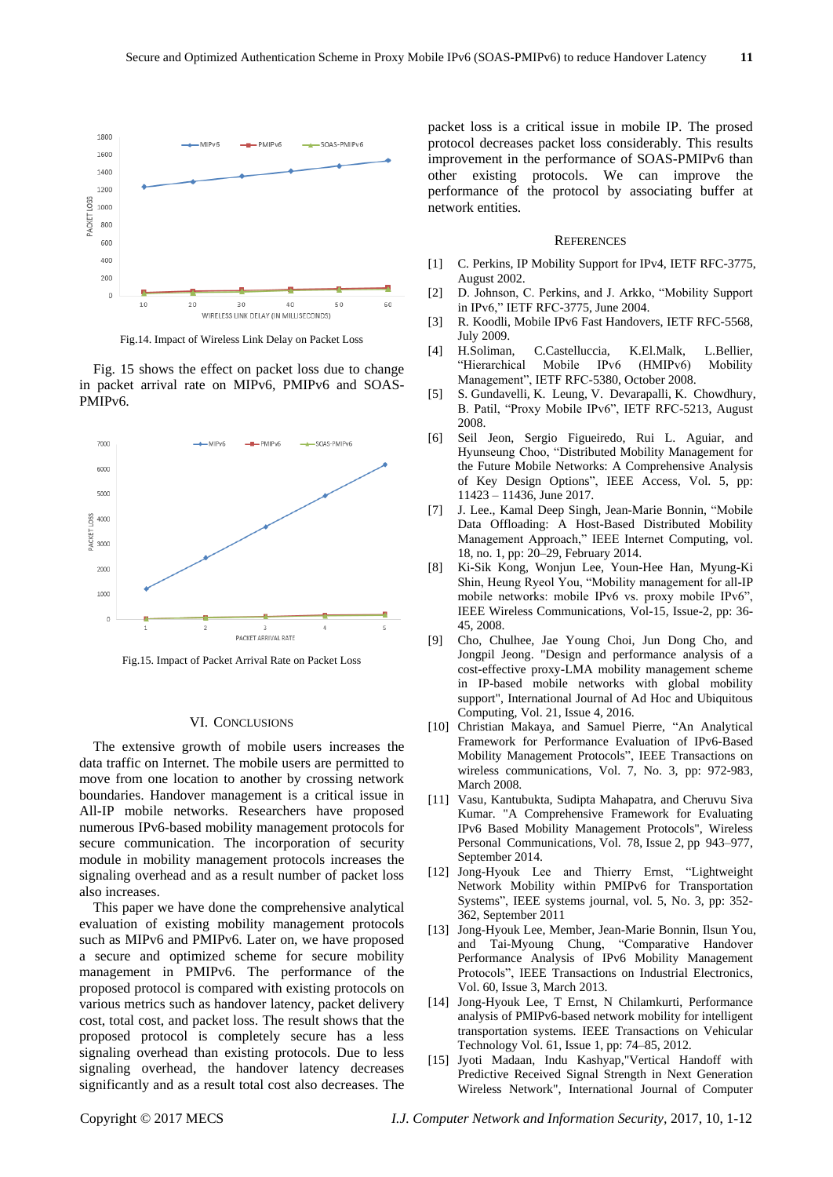Fig.14. Impact of Wireless Link Delay on Packet Loss

Fig. 15 shows the effect on packet loss due to change in packet arrival rate on MIPv6, PMIPv6 and SOAS-PMIPv6.

Fig.15. Impact of Packet Arrival Rate on Packet Loss

## VI. Conclusions

The extensive growth of mobile users increases the data traffic on Internet. The mobile users are permitted to move from one location to another by crossing network boundaries. Handover management is a critical issue in All-IP mobile networks. Researchers have proposed numerous IPv6-based mobility management protocols for secure communication. The incorporation of security module in mobility management protocols increases the signaling overhead and as a result number of packet loss also increases.

This paper we have done the comprehensive analytical evaluation of existing mobility management protocols such as MIPv6 and PMIPv6. Later on, we have proposed a secure and optimized scheme for secure mobility management in PMIPv6. The performance of the proposed protocol is compared with existing protocols on various metrics such as handover latency, packet delivery cost, total cost, and packet loss. The result shows that the proposed protocol is completely secure has a less signaling overhead than existing protocols. Due to less signaling overhead, the handover latency decreases significantly and as a result total cost also decreases. The packet loss is a critical issue in mobile IP. The prosed protocol decreases packet loss considerably. This results improvement in the performance of SOAS-PMIPv6 than other existing protocols. We can improve the performance of the protocol by associating buffer at network entities.

## References

[1] C. Perkins, IP Mobility Support for IPv4, IETF RFC-3775, August 2002.

[2] D. Johnson, C. Perkins, and J. Arkko, "Mobility Support in IPv6," IETF RFC-3775, June 2004.

[3] R. Koodli, Mobile IPv6 Fast Handovers, IETF RFC-5568, July 2009.

[4] H.Soliman, C.Castelluccia, K.El.Malk, L.Bellier, "Hierarchical Mobile IPv6 (HMIPv6) Mobility Management", IETF RFC-5380, October 2008.

[5] S. Gundavelli, K. Leung, V. Devarapalli, K. Chowdhury, B. Patil, "Proxy Mobile IPv6", IETF RFC-5213, August 2008.

[6] Seil Jeon, Sergio Figueiredo, Rui L. Aguiar, and Hyunseung Choo, "Distributed Mobility Management for the Future Mobile Networks: A Comprehensive Analysis of Key Design Options", IEEE Access, Vol. 5, pp: 11423 – 11436, June 2017.

[7] J. Lee., Kamal Deep Singh, Jean-Marie Bonnin, "Mobile Data Offloading: A Host-Based Distributed Mobility Management Approach," IEEE Internet Computing, vol. 18, no. 1, pp: 20–29, February 2014.

[8] Ki-Sik Kong, Wonjun Lee, Youn-Hee Han, Myung-Ki Shin, Heung Ryeol You, "Mobility management for all-IP mobile networks: mobile IPv6 vs. proxy mobile IPv6", IEEE Wireless Communications, Vol-15, Issue-2, pp: 36-45, 2008.

[9] Cho, Chulhee, Jae Young Choi, Jun Dong Cho, and Jongpil Jeong. "Design and performance analysis of a cost-effective proxy-LMA mobility management scheme in IP-based mobile networks with global mobility support", International Journal of Ad Hoc and Ubiquitous Computing, Vol. 21, Issue 4, 2016.

[10] Christian Makaya, and Samuel Pierre, "An Analytical Framework for Performance Evaluation of IPv6-Based Mobility Management Protocols", IEEE Transactions on wireless communications, Vol. 7, No. 3, pp: 972-983, March 2008.

[11] Vasu, Kantubukta, Sudipta Mahapatra, and Cheruvu Siva Kumar. "A Comprehensive Framework for Evaluating IPv6 Based Mobility Management Protocols", Wireless Personal Communications, Vol. 78, Issue 2, pp 943–977, September 2014.

[12] Jong-Hyouk Lee and Thierry Ernst, "Lightweight Network Mobility within PMIPv6 for Transportation Systems", IEEE systems journal, vol. 5, No. 3, pp: 352-362, September 2011

[13] Jong-Hyouk Lee, Member, Jean-Marie Bonnin, Ilsun You, and Tai-Myoung Chung, "Comparative Handover Performance Analysis of IPv6 Mobility Management Protocols", IEEE Transactions on Industrial Electronics, Vol. 60, Issue 3, March 2013.

[14] Jong-Hyouk Lee, T Ernst, N Chilamkurti, Performance analysis of PMIPv6-based network mobility for intelligent transportation systems. IEEE Transactions on Vehicular Technology Vol. 61, Issue 1, pp: 74–85, 2012.

[15] Jyoti Madaan, Indu Kashyap,"Vertical Handoff with Predictive Received Signal Strength in Next Generation Wireless Network", International Journal of Computer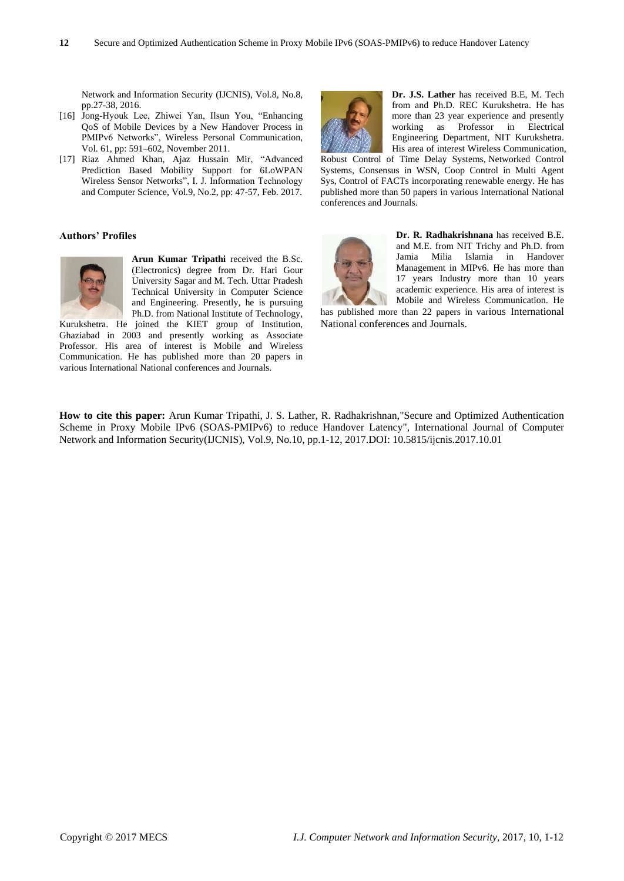Network and Information Security (IJCNIS), Vol.8, No.8, pp.27-38, 2016.

[16] Jong-Hyouk Lee, Zhiwei Yan, Ilsun You, “Enhancing QoS of Mobile Devices by a New Handover Process in PMIPv6 Networks”, Wireless Personal Communication, Vol. 61, pp: 591–602, November 2011.

[17] Riaz Ahmed Khan, Ajaz Hussain Mir, “Advanced Prediction Based Mobility Support for 6LoWPAN Wireless Sensor Networks”, I. J. Information Technology and Computer Science, Vol.9, No.2, pp: 47-57, Feb. 2017.

## Authors’ Profiles

**Arun Kumar Tripathi** received the B.Sc. (Electronics) degree from Dr. Hari Gour University Sagar and M. Tech. Uttar Pradesh Technical University in Computer Science and Engineering. Presently, he is pursuing Ph.D. from National Institute of Technology, Kurukshetra. He joined the KIET group of Institution, Ghaziabad in 2003 and presently working as Associate Professor. His area of interest is Mobile and Wireless Communication. He has published more than 20 papers in various International National conferences and Journals.

**Dr. J.S. Lather** has received B.E, M. Tech from and Ph.D. REC Kurukshetra. He has more than 23 year experience and presently working as Professor in Electrical Engineering Department, NIT Kurukshetra. His area of interest Wireless Communication, Robust Control of Time Delay Systems, Networked Control Systems, Consensus in WSN, Coop Control in Multi Agent Sys, Control of FACTs incorporating renewable energy. He has published more than 50 papers in various International National conferences and Journals.

**Dr. R. Radhakrishnana** has received B.E. and M.E. from NIT Trichy and Ph.D. from Jamia Milia Islamia in Handover Management in MIPv6. He has more than 17 years Industry more than 10 years academic experience. His area of interest is Mobile and Wireless Communication. He has published more than 22 papers in various International National conferences and Journals.

**How to cite this paper:** Arun Kumar Tripathi, J. S. Lather, R. Radhakrishnan,"Secure and Optimized Authentication Scheme in Proxy Mobile IPv6 (SOAS-PMIPv6) to reduce Handover Latency", International Journal of Computer Network and Information Security(IJCNIS), Vol.9, No.10, pp.1-12, 2017.DOI: 10.5815/ijcnis.2017.10.01